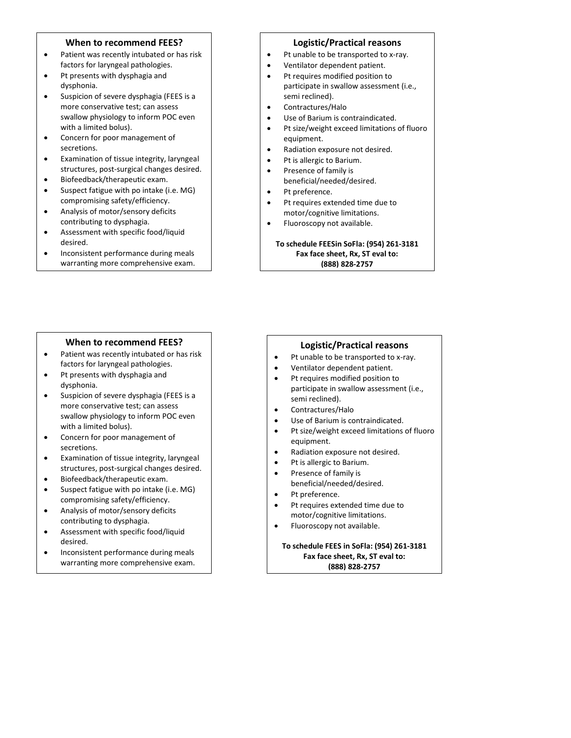## When to recommend FEES?

- Patient was recently intubated or has risk factors for laryngeal pathologies.
- Pt presents with dysphagia and dysphonia.
- Suspicion of severe dysphagia (FEES is a more conservative test; can assess swallow physiology to inform POC even with a limited bolus).
- Concern for poor management of secretions.
- Examination of tissue integrity, laryngeal structures, post-surgical changes desired.
- Biofeedback/therapeutic exam.
- Suspect fatigue with po intake (i.e. MG) compromising safety/efficiency.
- Analysis of motor/sensory deficits contributing to dysphagia.
- Assessment with specific food/liquid desired.
- Inconsistent performance during meals warranting more comprehensive exam.

## Logistic/Practical reasons

- Pt unable to be transported to x-ray.
- Ventilator dependent patient.
- Pt requires modified position to participate in swallow assessment (i.e., semi reclined).
- Contractures/Halo
- Use of Barium is contraindicated.
- Pt size/weight exceed limitations of fluoro equipment.
- Radiation exposure not desired.
- Pt is allergic to Barium.
- Presence of family is beneficial/needed/desired.
- Pt preference.
- Pt requires extended time due to motor/cognitive limitations.
- Fluoroscopy not available.

**To schedule FEESin SoFla: (954) 261-3181**
**Fax face sheet, Rx, ST eval to:**
**(888) 828-2757**

## When to recommend FEES?

- Patient was recently intubated or has risk factors for laryngeal pathologies.
- Pt presents with dysphagia and dysphonia.
- Suspicion of severe dysphagia (FEES is a more conservative test; can assess swallow physiology to inform POC even with a limited bolus).
- Concern for poor management of secretions.
- Examination of tissue integrity, laryngeal structures, post-surgical changes desired.
- Biofeedback/therapeutic exam.
- Suspect fatigue with po intake (i.e. MG) compromising safety/efficiency.
- Analysis of motor/sensory deficits contributing to dysphagia.
- Assessment with specific food/liquid desired.
- Inconsistent performance during meals warranting more comprehensive exam.

## Logistic/Practical reasons

- Pt unable to be transported to x-ray.
- Ventilator dependent patient.
- Pt requires modified position to participate in swallow assessment (i.e., semi reclined).
- Contractures/Halo
- Use of Barium is contraindicated.
- Pt size/weight exceed limitations of fluoro equipment.
- Radiation exposure not desired.
- Pt is allergic to Barium.
- Presence of family is beneficial/needed/desired.
- Pt preference.
- Pt requires extended time due to motor/cognitive limitations.
- Fluoroscopy not available.

**To schedule FEES in SoFla: (954) 261-3181**
**Fax face sheet, Rx, ST eval to:**
**(888) 828-2757**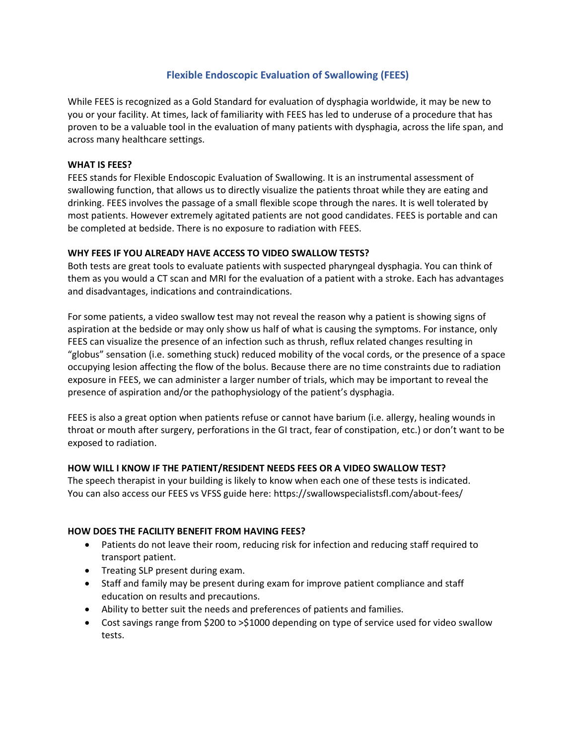# Flexible Endoscopic Evaluation of Swallowing (FEES)

While FEES is recognized as a Gold Standard for evaluation of dysphagia worldwide, it may be new to you or your facility. At times, lack of familiarity with FEES has led to underuse of a procedure that has proven to be a valuable tool in the evaluation of many patients with dysphagia, across the life span, and across many healthcare settings.

**WHAT IS FEES?**

FEES stands for Flexible Endoscopic Evaluation of Swallowing. It is an instrumental assessment of swallowing function, that allows us to directly visualize the patients throat while they are eating and drinking. FEES involves the passage of a small flexible scope through the nares. It is well tolerated by most patients. However extremely agitated patients are not good candidates. FEES is portable and can be completed at bedside. There is no exposure to radiation with FEES.

**WHY FEES IF YOU ALREADY HAVE ACCESS TO VIDEO SWALLOW TESTS?**

Both tests are great tools to evaluate patients with suspected pharyngeal dysphagia. You can think of them as you would a CT scan and MRI for the evaluation of a patient with a stroke. Each has advantages and disadvantages, indications and contraindications.

For some patients, a video swallow test may not reveal the reason why a patient is showing signs of aspiration at the bedside or may only show us half of what is causing the symptoms. For instance, only FEES can visualize the presence of an infection such as thrush, reflux related changes resulting in "globus" sensation (i.e. something stuck) reduced mobility of the vocal cords, or the presence of a space occupying lesion affecting the flow of the bolus. Because there are no time constraints due to radiation exposure in FEES, we can administer a larger number of trials, which may be important to reveal the presence of aspiration and/or the pathophysiology of the patient's dysphagia.

FEES is also a great option when patients refuse or cannot have barium (i.e. allergy, healing wounds in throat or mouth after surgery, perforations in the GI tract, fear of constipation, etc.) or don't want to be exposed to radiation.

**HOW WILL I KNOW IF THE PATIENT/RESIDENT NEEDS FEES OR A VIDEO SWALLOW TEST?**

The speech therapist in your building is likely to know when each one of these tests is indicated. You can also access our FEES vs VFSS guide here: https://swallowspecialistsfl.com/about-fees/

**HOW DOES THE FACILITY BENEFIT FROM HAVING FEES?**

- Patients do not leave their room, reducing risk for infection and reducing staff required to transport patient.
- Treating SLP present during exam.
- Staff and family may be present during exam for improve patient compliance and staff education on results and precautions.
- Ability to better suit the needs and preferences of patients and families.
- Cost savings range from $200 to >$1000 depending on type of service used for video swallow tests.